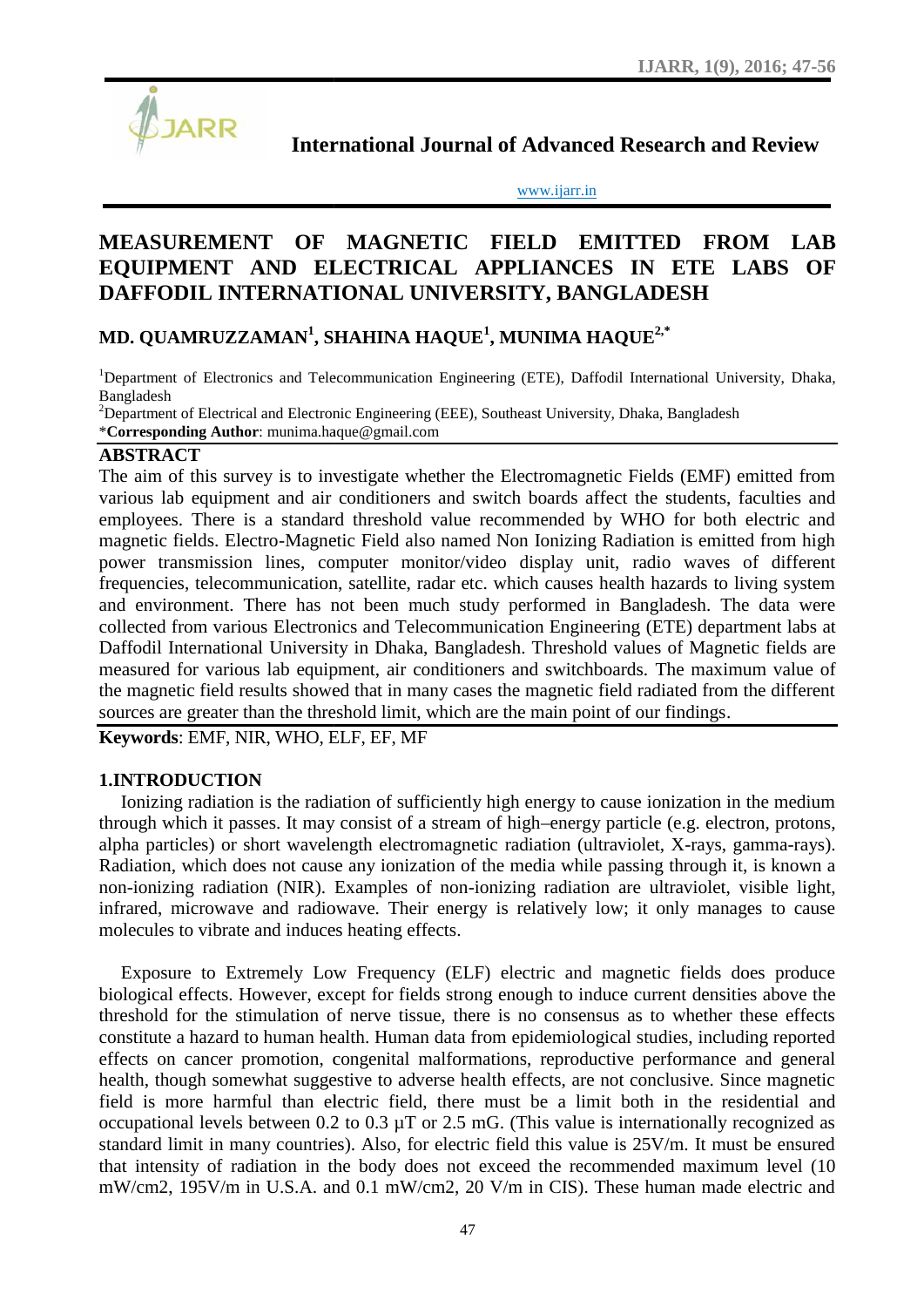International Journal of Advanced Research and Review

www.ijarr.in

# MEASUREMENT OF MAGNETIC FIELD EMITTED FROM LAB EQUIPMENT AND ELECTRICAL APPLIANCES IN ETE LABS OF DAFFODIL INTERNATIONAL UNIVERSITY, BANGLADESH

## MD. QUAMRUZZAMAN[1], SHAHINA HAQUE[1], MUNIMA HAQUE[2,*]

[1]Department of Electronics and Telecommunication Engineering (ETE), Daffodil International University, Dhaka, Bangladesh
[2]Department of Electrical and Electronic Engineering (EEE), Southeast University, Dhaka, Bangladesh
***Corresponding Author**: munima.haque@gmail.com

## ABSTRACT

The aim of this survey is to investigate whether the Electromagnetic Fields (EMF) emitted from various lab equipment and air conditioners and switch boards affect the students, faculties and employees. There is a standard threshold value recommended by WHO for both electric and magnetic fields. Electro-Magnetic Field also named Non Ionizing Radiation is emitted from high power transmission lines, computer monitor/video display unit, radio waves of different frequencies, telecommunication, satellite, radar etc. which causes health hazards to living system and environment. There has not been much study performed in Bangladesh. The data were collected from various Electronics and Telecommunication Engineering (ETE) department labs at Daffodil International University in Dhaka, Bangladesh. Threshold values of Magnetic fields are measured for various lab equipment, air conditioners and switchboards. The maximum value of the magnetic field results showed that in many cases the magnetic field radiated from the different sources are greater than the threshold limit, which are the main point of our findings.

**Keywords**: EMF, NIR, WHO, ELF, EF, MF

## 1.INTRODUCTION

Ionizing radiation is the radiation of sufficiently high energy to cause ionization in the medium through which it passes. It may consist of a stream of high–energy particle (e.g. electron, protons, alpha particles) or short wavelength electromagnetic radiation (ultraviolet, X-rays, gamma-rays). Radiation, which does not cause any ionization of the media while passing through it, is known a non-ionizing radiation (NIR). Examples of non-ionizing radiation are ultraviolet, visible light, infrared, microwave and radiowave. Their energy is relatively low; it only manages to cause molecules to vibrate and induces heating effects.

Exposure to Extremely Low Frequency (ELF) electric and magnetic fields does produce biological effects. However, except for fields strong enough to induce current densities above the threshold for the stimulation of nerve tissue, there is no consensus as to whether these effects constitute a hazard to human health. Human data from epidemiological studies, including reported effects on cancer promotion, congenital malformations, reproductive performance and general health, though somewhat suggestive to adverse health effects, are not conclusive. Since magnetic field is more harmful than electric field, there must be a limit both in the residential and occupational levels between 0.2 to 0.3 µT or 2.5 mG. (This value is internationally recognized as standard limit in many countries). Also, for electric field this value is 25V/m. It must be ensured that intensity of radiation in the body does not exceed the recommended maximum level (10 mW/cm2, 195V/m in U.S.A. and 0.1 mW/cm2, 20 V/m in CIS). These human made electric and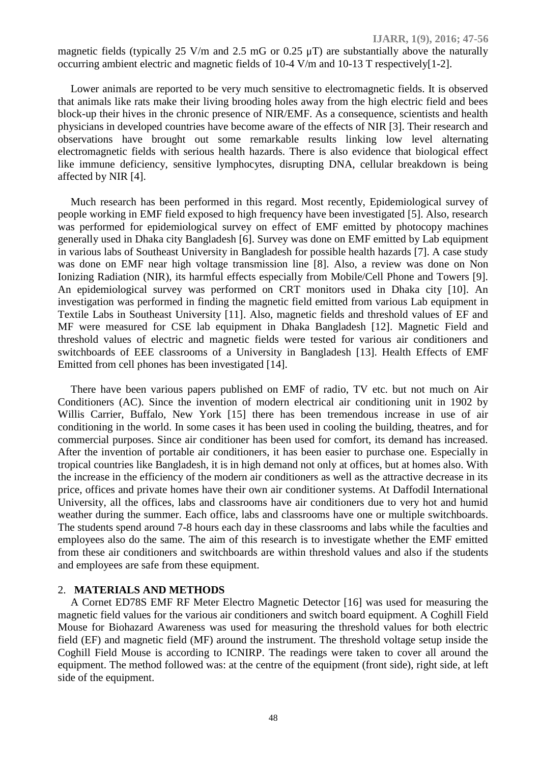magnetic fields (typically 25 V/m and 2.5 mG or 0.25 μT) are substantially above the naturally occurring ambient electric and magnetic fields of $10^{-4}$ V/m and $10^{-13}$ T respectively[1-2].

Lower animals are reported to be very much sensitive to electromagnetic fields. It is observed that animals like rats make their living brooding holes away from the high electric field and bees block-up their hives in the chronic presence of NIR/EMF. As a consequence, scientists and health physicians in developed countries have become aware of the effects of NIR [3]. Their research and observations have brought out some remarkable results linking low level alternating electromagnetic fields with serious health hazards. There is also evidence that biological effect like immune deficiency, sensitive lymphocytes, disrupting DNA, cellular breakdown is being affected by NIR [4].

Much research has been performed in this regard. Most recently, Epidemiological survey of people working in EMF field exposed to high frequency have been investigated [5]. Also, research was performed for epidemiological survey on effect of EMF emitted by photocopy machines generally used in Dhaka city Bangladesh [6]. Survey was done on EMF emitted by Lab equipment in various labs of Southeast University in Bangladesh for possible health hazards [7]. A case study was done on EMF near high voltage transmission line [8]. Also, a review was done on Non Ionizing Radiation (NIR), its harmful effects especially from Mobile/Cell Phone and Towers [9]. An epidemiological survey was performed on CRT monitors used in Dhaka city [10]. An investigation was performed in finding the magnetic field emitted from various Lab equipment in Textile Labs in Southeast University [11]. Also, magnetic fields and threshold values of EF and MF were measured for CSE lab equipment in Dhaka Bangladesh [12]. Magnetic Field and threshold values of electric and magnetic fields were tested for various air conditioners and switchboards of EEE classrooms of a University in Bangladesh [13]. Health Effects of EMF Emitted from cell phones has been investigated [14].

There have been various papers published on EMF of radio, TV etc. but not much on Air Conditioners (AC). Since the invention of modern electrical air conditioning unit in 1902 by Willis Carrier, Buffalo, New York [15] there has been tremendous increase in use of air conditioning in the world. In some cases it has been used in cooling the building, theatres, and for commercial purposes. Since air conditioner has been used for comfort, its demand has increased. After the invention of portable air conditioners, it has been easier to purchase one. Especially in tropical countries like Bangladesh, it is in high demand not only at offices, but at homes also. With the increase in the efficiency of the modern air conditioners as well as the attractive decrease in its price, offices and private homes have their own air conditioner systems. At Daffodil International University, all the offices, labs and classrooms have air conditioners due to very hot and humid weather during the summer. Each office, labs and classrooms have one or multiple switchboards. The students spend around 7-8 hours each day in these classrooms and labs while the faculties and employees also do the same. The aim of this research is to investigate whether the EMF emitted from these air conditioners and switchboards are within threshold values and also if the students and employees are safe from these equipment.

## 2. MATERIALS AND METHODS

A Cornet ED78S EMF RF Meter Electro Magnetic Detector [16] was used for measuring the magnetic field values for the various air conditioners and switch board equipment. A Coghill Field Mouse for Biohazard Awareness was used for measuring the threshold values for both electric field (EF) and magnetic field (MF) around the instrument. The threshold voltage setup inside the Coghill Field Mouse is according to ICNIRP. The readings were taken to cover all around the equipment. The method followed was: at the centre of the equipment (front side), right side, at left side of the equipment.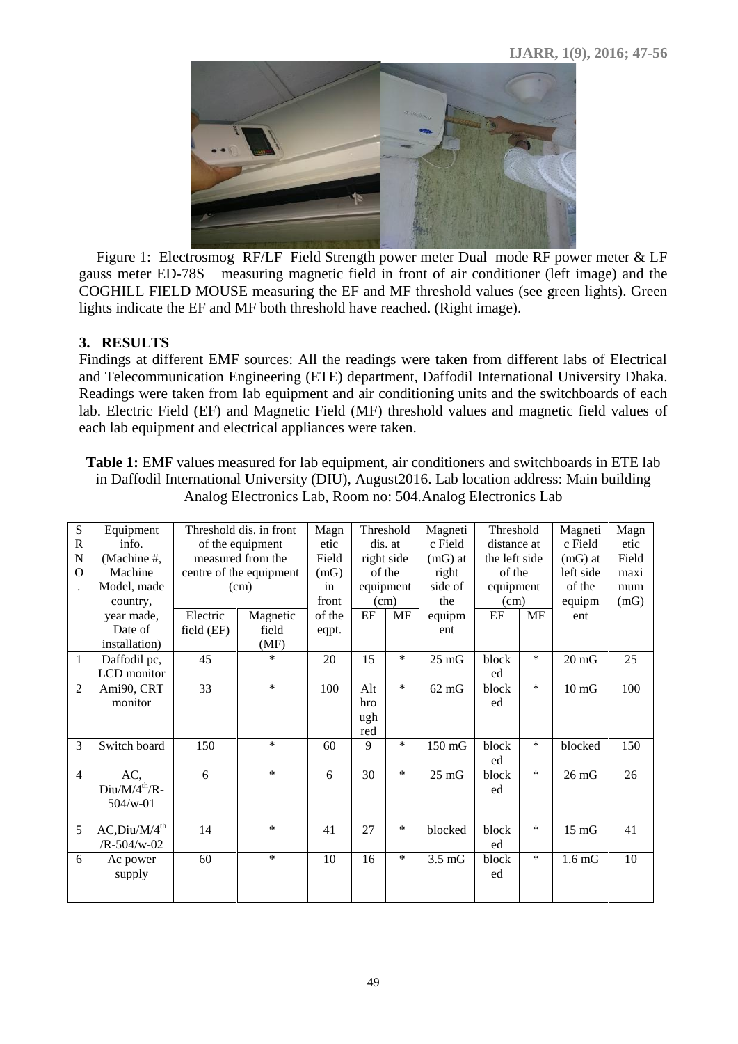Figure 1: Electrosmog RF/LF Field Strength power meter Dual mode RF power meter & LF gauss meter ED-78S measuring magnetic field in front of air conditioner (left image) and the COGHILL FIELD MOUSE measuring the EF and MF threshold values (see green lights). Green lights indicate the EF and MF both threshold have reached. (Right image).

## 3. RESULTS

Findings at different EMF sources: All the readings were taken from different labs of Electrical and Telecommunication Engineering (ETE) department, Daffodil International University Dhaka. Readings were taken from lab equipment and air conditioning units and the switchboards of each lab. Electric Field (EF) and Magnetic Field (MF) threshold values and magnetic field values of each lab equipment and electrical appliances were taken.

**Table 1:** EMF values measured for lab equipment, air conditioners and switchboards in ETE lab in Daffodil International University (DIU), August2016. Lab location address: Main building Analog Electronics Lab, Room no: 504.Analog Electronics Lab

| SR NO. | Equipment info. (Machine #, Machine Model, made country, year made, Date of installation) | Threshold dis. in front of the equipment measured from the centre of the equipment (cm) | | Magnetic Field (mG) in front of the eqpt. | Threshold dis. at right side of the equipment (cm) | | Magnetic Field (mG) at right side of the equipment | Threshold distance at the left side of the equipment (cm) | | Magnetic Field (mG) at left side of the equipment | Magnetic Field maximum (mG) |
|---|---|---|---|---|---|---|---|---|---|---|---|
| | | Electric field (EF) | Magnetic field (MF) | | EF | MF | | EF | MF | | |
| 1 | Daffodil pc, LCD monitor | 45 | * | 20 | 15 | * | 25 mG | blocked | * | 20 mG | 25 |
| 2 | Ami90, CRT monitor | 33 | * | 100 | Althrough red | * | 62 mG | blocked | * | 10 mG | 100 |
| 3 | Switch board | 150 | * | 60 | 9 | * | 150 mG | blocked | * | blocked | 150 |
| 4 | AC, Diu/M/4$^{th}$/R-504/w-01 | 6 | * | 6 | 30 | * | 25 mG | blocked | * | 26 mG | 26 |
| 5 | AC,Diu/M/4$^{th}$/R-504/w-02 | 14 | * | 41 | 27 | * | blocked | blocked | * | 15 mG | 41 |
| 6 | Ac power supply | 60 | * | 10 | 16 | * | 3.5 mG | blocked | * | 1.6 mG | 10 |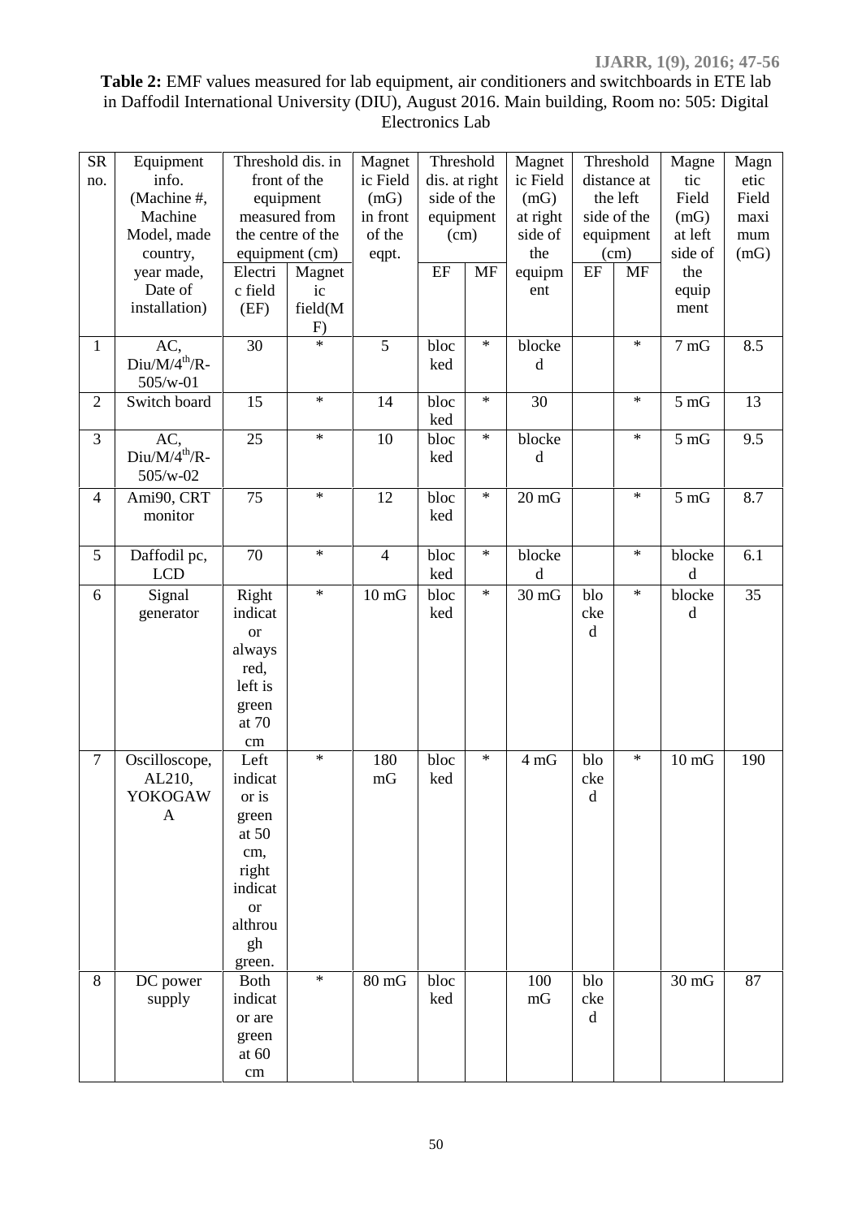**Table 2:** EMF values measured for lab equipment, air conditioners and switchboards in ETE lab in Daffodil International University (DIU), August 2016. Main building, Room no: 505: Digital Electronics Lab

| SR no. | Equipment info. (Machine #, Machine Model, made country, year made, Date of installation) | Threshold dis. in front of the equipment measured from the centre of the equipment (cm) | | Magnetic Field (mG) in front of the eqpt. | Threshold dis. at right side of the equipment (cm) | | Magnetic Field (mG) at right side of the equipment | Threshold distance at the left side of the equipment (cm) | | Magnetic Field (mG) at left side of the equipment | Magnetic Field maximum (mG) |
|---|---|---|---|---|---|---|---|---|---|---|---|
| | | Electric field (EF) | Magnetic field(MF) | | EF | MF | | EF | MF | | |
| 1 | AC, Diu/M/4$^{th}$/R-505/w-01 | 30 | * | 5 | blocked | * | blocked | | * | 7 mG | 8.5 |
| 2 | Switch board | 15 | * | 14 | blocked | * | 30 | | * | 5 mG | 13 |
| 3 | AC, Diu/M/4$^{th}$/R-505/w-02 | 25 | * | 10 | blocked | * | blocked | | * | 5 mG | 9.5 |
| 4 | Ami90, CRT monitor | 75 | * | 12 | blocked | * | 20 mG | | * | 5 mG | 8.7 |
| 5 | Daffodil pc, LCD | 70 | * | 4 | blocked | * | blocked | | * | blocked | 6.1 |
| 6 | Signal generator | Right indicator always red, left is green at 70 cm | * | 10 mG | blocked | * | 30 mG | blocked | * | blocked | 35 |
| 7 | Oscilloscope, AL210, YOKOGAWA | Left indicator is green at 50 cm, right indicator althrough green. | * | 180 mG | blocked | * | 4 mG | blocked | * | 10 mG | 190 |
| 8 | DC power supply | Both indicator are green at 60 cm | * | 80 mG | blocked | | 100 mG | blocked | | 30 mG | 87 |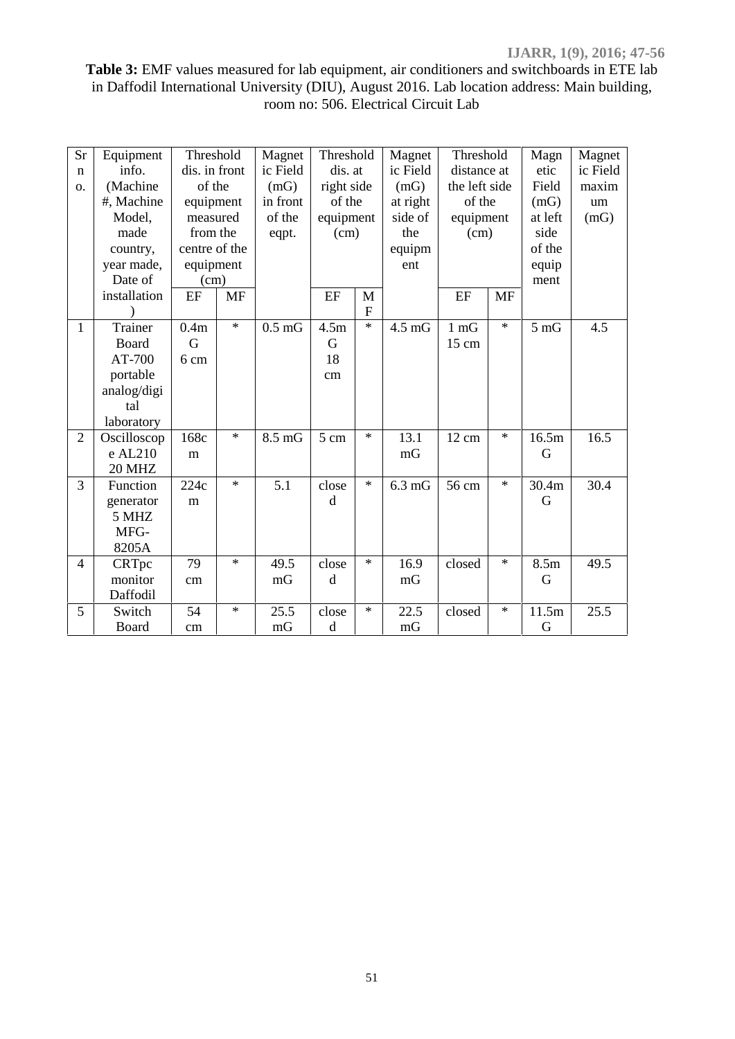**Table 3:** EMF values measured for lab equipment, air conditioners and switchboards in ETE lab in Daffodil International University (DIU), August 2016. Lab location address: Main building, room no: 506. Electrical Circuit Lab

| Sr no. | Equipment info. (Machine #, Machine Model, made country, year made, Date of installation) | Threshold dis. in front of the equipment measured from the centre of the equipment (cm) | | Magnetic Field (mG) in front of the eqpt. | Threshold dis. at right side of the equipment (cm) | | Magnetic Field (mG) at right side of the equipment | Threshold distance at the left side of the equipment (cm) | | Magnetic Field (mG) at left side of the equipment | Magnetic Field maximum (mG) |
|---|---|---|---|---|---|---|---|---|---|---|---|
| | | EF | MF | | EF | MF | | EF | MF | | |
| 1 | Trainer Board AT-700 portable analog/digital laboratory | 0.4mG 6 cm | * | 0.5 mG | 4.5mG 18 cm | * | 4.5 mG | 1 mG 15 cm | * | 5 mG | 4.5 |
| 2 | Oscilloscope AL210 20 MHZ | 168cm | * | 8.5 mG | 5 cm | * | 13.1 mG | 12 cm | * | 16.5mG | 16.5 |
| 3 | Function generator 5 MHZ MFG-8205A | 224cm | * | 5.1 | closed | * | 6.3 mG | 56 cm | * | 30.4mG | 30.4 |
| 4 | CRTpc monitor Daffodil | 79 cm | * | 49.5 mG | closed | * | 16.9 mG | closed | * | 8.5mG | 49.5 |
| 5 | Switch Board | 54 cm | * | 25.5 mG | closed | * | 22.5 mG | closed | * | 11.5mG | 25.5 |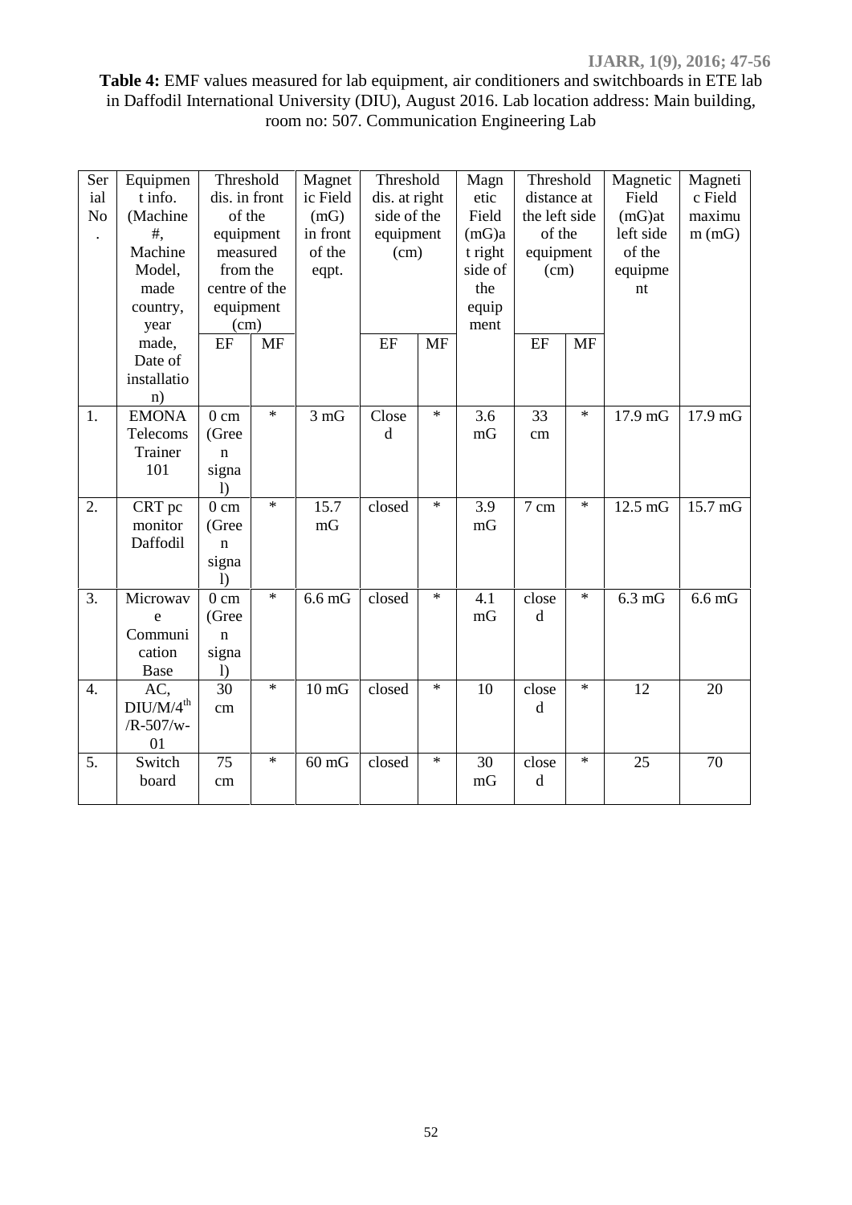**Table 4:** EMF values measured for lab equipment, air conditioners and switchboards in ETE lab in Daffodil International University (DIU), August 2016. Lab location address: Main building, room no: 507. Communication Engineering Lab

| Serial No. | Equipment info. (Machine #, Machine Model, made country, year made, Date of installation) | Threshold dis. in front of the equipment measured from the centre of the equipment (cm) | | Magnetic Field (mG) in front of the eqpt. | Threshold dis. at right side of the equipment (cm) | | Magnetic Field (mG)at right side of the equipment | Threshold distance at the left side of the equipment (cm) | | Magnetic Field (mG)at left side of the equipment | Magnetic Field maximum (mG) |
|---|---|---|---|---|---|---|---|---|---|---|---|
| | | EF | MF | | EF | MF | | EF | MF | | |
| 1. | EMONA Telecoms Trainer 101 | 0 cm (Green signal) | * | 3 mG | Closed | * | 3.6 mG | 33 cm | * | 17.9 mG | 17.9 mG |
| 2. | CRT pc monitor Daffodil | 0 cm (Green signal) | * | 15.7 mG | closed | * | 3.9 mG | 7 cm | * | 12.5 mG | 15.7 mG |
| 3. | Microwave Communication Base | 0 cm (Green signal) | * | 6.6 mG | closed | * | 4.1 mG | closed | * | 6.3 mG | 6.6 mG |
| 4. | AC, DIU/M/4th/R-507/w-01 | 30 cm | * | 10 mG | closed | * | 10 | closed | * | 12 | 20 |
| 5. | Switch board | 75 cm | * | 60 mG | closed | * | 30 mG | closed | * | 25 | 70 |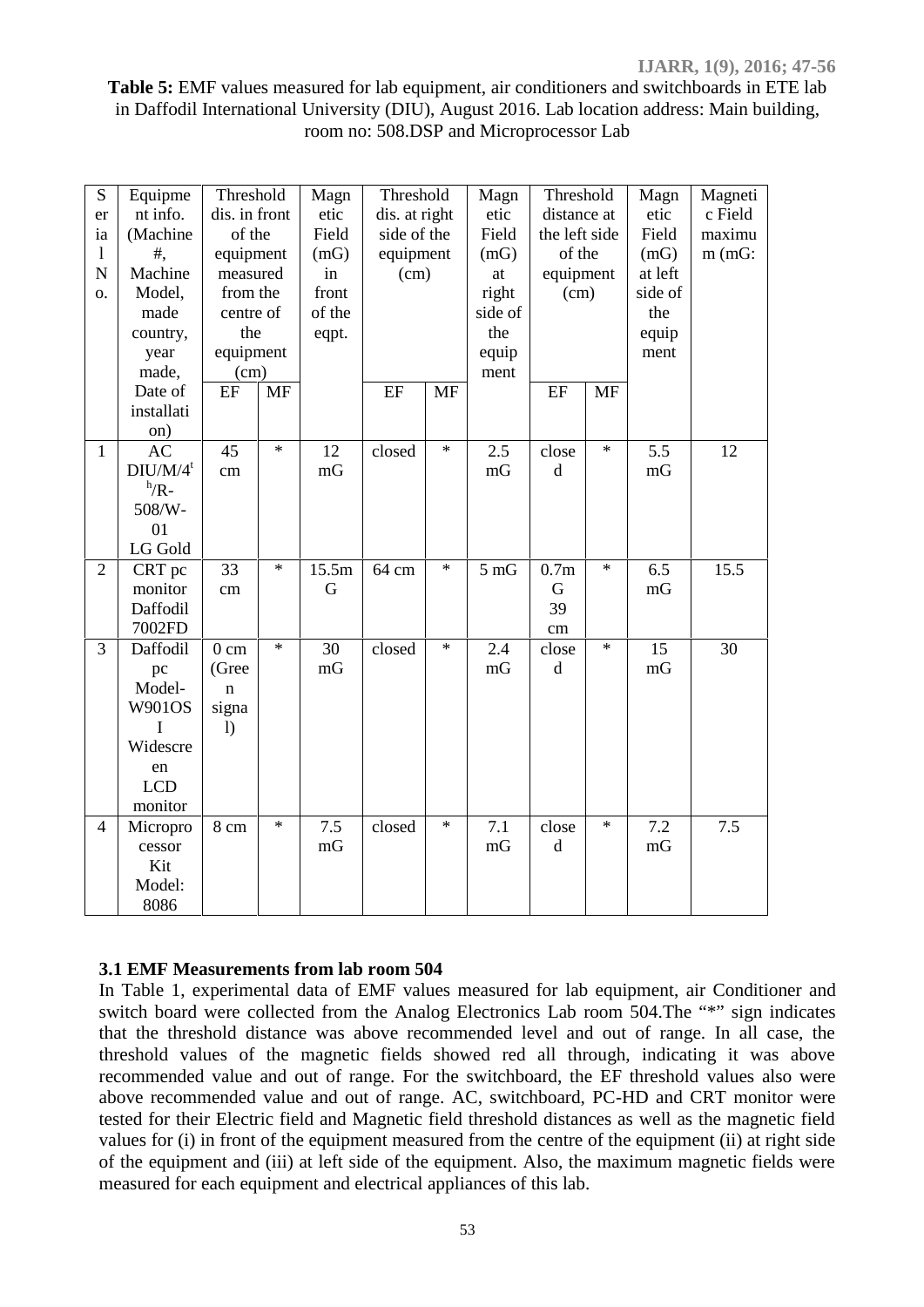**Table 5:** EMF values measured for lab equipment, air conditioners and switchboards in ETE lab in Daffodil International University (DIU), August 2016. Lab location address: Main building, room no: 508.DSP and Microprocessor Lab

| Serial No. | Equipment info. (Machine #, Machine Model, made country, year made, Date of installation) | Threshold dis. in front of the equipment measured from the centre of the equipment (cm) | | Magnetic Field (mG) in front of the eqpt. | Threshold dis. at right side of the equipment (cm) | | Magnetic Field (mG) at right side of the equipment | Threshold distance at the left side of the equipment (cm) | | Magnetic Field (mG) at left side of the equipment | Magnetic Field maximum (mG: |
|---|---|---|---|---|---|---|---|---|---|---|---|
| | | EF | MF | | EF | MF | | EF | MF | | |
| 1 | AC DIU/M/4th/R-508/W-01 LG Gold | 45 cm | * | 12 mG | closed | * | 2.5 mG | closed | * | 5.5 mG | 12 |
| 2 | CRT pc monitor Daffodil 7002FD | 33 cm | * | 15.5mG | 64 cm | * | 5 mG | 0.7mG 39 cm | * | 6.5 mG | 15.5 |
| 3 | Daffodil pc Model-W901OSI Widescreen LCD monitor | 0 cm (Green signal) | * | 30 mG | closed | * | 2.4 mG | closed | * | 15 mG | 30 |
| 4 | Microprocessor Kit Model: 8086 | 8 cm | * | 7.5 mG | closed | * | 7.1 mG | closed | * | 7.2 mG | 7.5 |

### 3.1 EMF Measurements from lab room 504

In Table 1, experimental data of EMF values measured for lab equipment, air Conditioner and switch board were collected from the Analog Electronics Lab room 504.The "*" sign indicates that the threshold distance was above recommended level and out of range. In all case, the threshold values of the magnetic fields showed red all through, indicating it was above recommended value and out of range. For the switchboard, the EF threshold values also were above recommended value and out of range. AC, switchboard, PC-HD and CRT monitor were tested for their Electric field and Magnetic field threshold distances as well as the magnetic field values for (i) in front of the equipment measured from the centre of the equipment (ii) at right side of the equipment and (iii) at left side of the equipment. Also, the maximum magnetic fields were measured for each equipment and electrical appliances of this lab.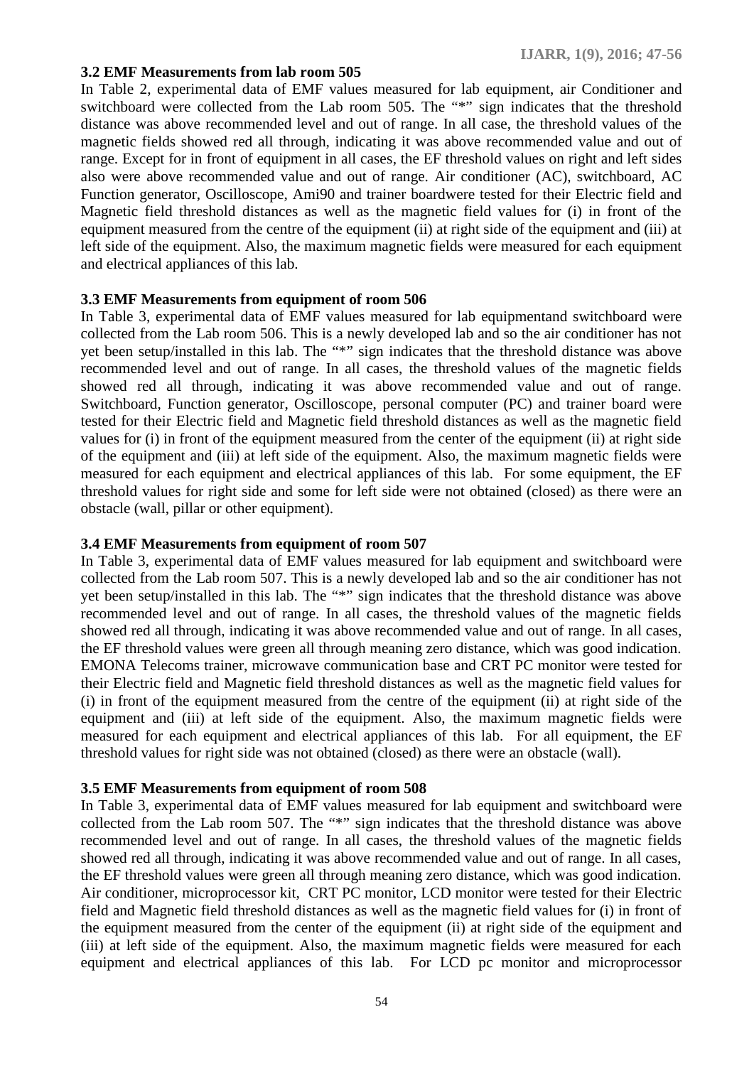### 3.2 EMF Measurements from lab room 505

In Table 2, experimental data of EMF values measured for lab equipment, air Conditioner and switchboard were collected from the Lab room 505. The "*" sign indicates that the threshold distance was above recommended level and out of range. In all case, the threshold values of the magnetic fields showed red all through, indicating it was above recommended value and out of range. Except for in front of equipment in all cases, the EF threshold values on right and left sides also were above recommended value and out of range. Air conditioner (AC), switchboard, AC Function generator, Oscilloscope, Ami90 and trainer boardwere tested for their Electric field and Magnetic field threshold distances as well as the magnetic field values for (i) in front of the equipment measured from the centre of the equipment (ii) at right side of the equipment and (iii) at left side of the equipment. Also, the maximum magnetic fields were measured for each equipment and electrical appliances of this lab.

### 3.3 EMF Measurements from equipment of room 506

In Table 3, experimental data of EMF values measured for lab equipmentand switchboard were collected from the Lab room 506. This is a newly developed lab and so the air conditioner has not yet been setup/installed in this lab. The "*" sign indicates that the threshold distance was above recommended level and out of range. In all cases, the threshold values of the magnetic fields showed red all through, indicating it was above recommended value and out of range. Switchboard, Function generator, Oscilloscope, personal computer (PC) and trainer board were tested for their Electric field and Magnetic field threshold distances as well as the magnetic field values for (i) in front of the equipment measured from the center of the equipment (ii) at right side of the equipment and (iii) at left side of the equipment. Also, the maximum magnetic fields were measured for each equipment and electrical appliances of this lab. For some equipment, the EF threshold values for right side and some for left side were not obtained (closed) as there were an obstacle (wall, pillar or other equipment).

### 3.4 EMF Measurements from equipment of room 507

In Table 3, experimental data of EMF values measured for lab equipment and switchboard were collected from the Lab room 507. This is a newly developed lab and so the air conditioner has not yet been setup/installed in this lab. The "*" sign indicates that the threshold distance was above recommended level and out of range. In all cases, the threshold values of the magnetic fields showed red all through, indicating it was above recommended value and out of range. In all cases, the EF threshold values were green all through meaning zero distance, which was good indication. EMONA Telecoms trainer, microwave communication base and CRT PC monitor were tested for their Electric field and Magnetic field threshold distances as well as the magnetic field values for (i) in front of the equipment measured from the centre of the equipment (ii) at right side of the equipment and (iii) at left side of the equipment. Also, the maximum magnetic fields were measured for each equipment and electrical appliances of this lab. For all equipment, the EF threshold values for right side was not obtained (closed) as there were an obstacle (wall).

### 3.5 EMF Measurements from equipment of room 508

In Table 3, experimental data of EMF values measured for lab equipment and switchboard were collected from the Lab room 507. The "*" sign indicates that the threshold distance was above recommended level and out of range. In all cases, the threshold values of the magnetic fields showed red all through, indicating it was above recommended value and out of range. In all cases, the EF threshold values were green all through meaning zero distance, which was good indication. Air conditioner, microprocessor kit, CRT PC monitor, LCD monitor were tested for their Electric field and Magnetic field threshold distances as well as the magnetic field values for (i) in front of the equipment measured from the center of the equipment (ii) at right side of the equipment and (iii) at left side of the equipment. Also, the maximum magnetic fields were measured for each equipment and electrical appliances of this lab. For LCD pc monitor and microprocessor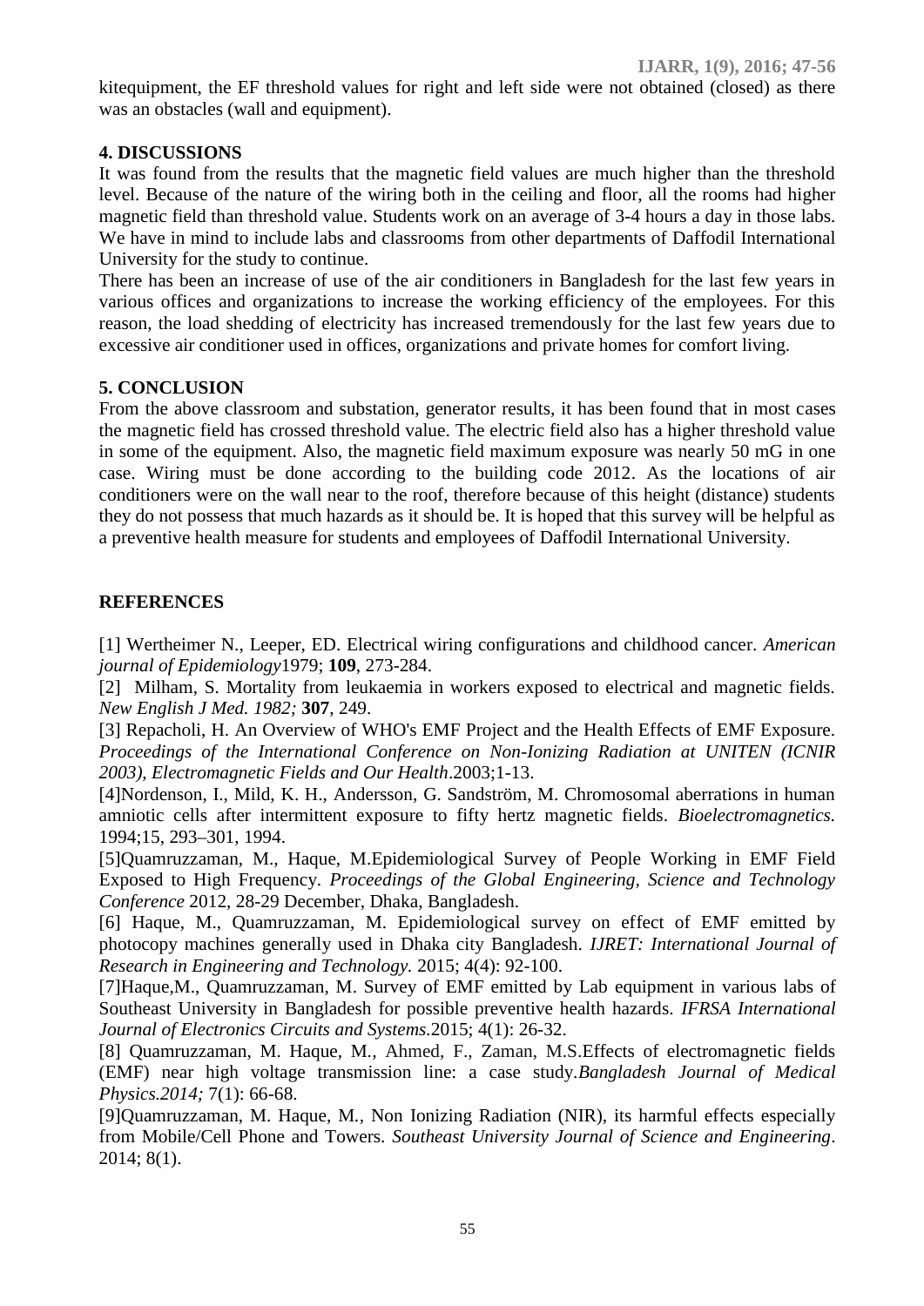kitequipment, the EF threshold values for right and left side were not obtained (closed) as there was an obstacles (wall and equipment).

## 4. DISCUSSIONS

It was found from the results that the magnetic field values are much higher than the threshold level. Because of the nature of the wiring both in the ceiling and floor, all the rooms had higher magnetic field than threshold value. Students work on an average of 3-4 hours a day in those labs. We have in mind to include labs and classrooms from other departments of Daffodil International University for the study to continue.

There has been an increase of use of the air conditioners in Bangladesh for the last few years in various offices and organizations to increase the working efficiency of the employees. For this reason, the load shedding of electricity has increased tremendously for the last few years due to excessive air conditioner used in offices, organizations and private homes for comfort living.

## 5. CONCLUSION

From the above classroom and substation, generator results, it has been found that in most cases the magnetic field has crossed threshold value. The electric field also has a higher threshold value in some of the equipment. Also, the magnetic field maximum exposure was nearly 50 mG in one case. Wiring must be done according to the building code 2012. As the locations of air conditioners were on the wall near to the roof, therefore because of this height (distance) students they do not possess that much hazards as it should be. It is hoped that this survey will be helpful as a preventive health measure for students and employees of Daffodil International University.

## REFERENCES

[1] Wertheimer N., Leeper, ED. Electrical wiring configurations and childhood cancer. *American journal of Epidemiology*1979; **109**, 273-284.

[2] Milham, S. Mortality from leukaemia in workers exposed to electrical and magnetic fields. *New English J Med. 1982;* **307**, 249.

[3] Repacholi, H. An Overview of WHO's EMF Project and the Health Effects of EMF Exposure. *Proceedings of the International Conference on Non-Ionizing Radiation at UNITEN (ICNIR 2003), Electromagnetic Fields and Our Health*.2003;1-13.

[4]Nordenson, I., Mild, K. H., Andersson, G. Sandström, M. Chromosomal aberrations in human amniotic cells after intermittent exposure to fifty hertz magnetic fields. *Bioelectromagnetics.* 1994;15, 293–301, 1994.

[5]Quamruzzaman, M., Haque, M.Epidemiological Survey of People Working in EMF Field Exposed to High Frequency. *Proceedings of the Global Engineering, Science and Technology Conference* 2012, 28-29 December, Dhaka, Bangladesh.

[6] Haque, M., Quamruzzaman, M. Epidemiological survey on effect of EMF emitted by photocopy machines generally used in Dhaka city Bangladesh. *IJRET: International Journal of Research in Engineering and Technology.* 2015; 4(4): 92-100.

[7]Haque,M., Quamruzzaman, M. Survey of EMF emitted by Lab equipment in various labs of Southeast University in Bangladesh for possible preventive health hazards. *IFRSA International Journal of Electronics Circuits and Systems.*2015; 4(1): 26-32.

[8] Quamruzzaman, M. Haque, M., Ahmed, F., Zaman, M.S.Effects of electromagnetic fields (EMF) near high voltage transmission line: a case study.*Bangladesh Journal of Medical Physics.2014;* 7(1): 66-68.

[9]Quamruzzaman, M. Haque, M., Non Ionizing Radiation (NIR), its harmful effects especially from Mobile/Cell Phone and Towers. *Southeast University Journal of Science and Engineering*. 2014; 8(1).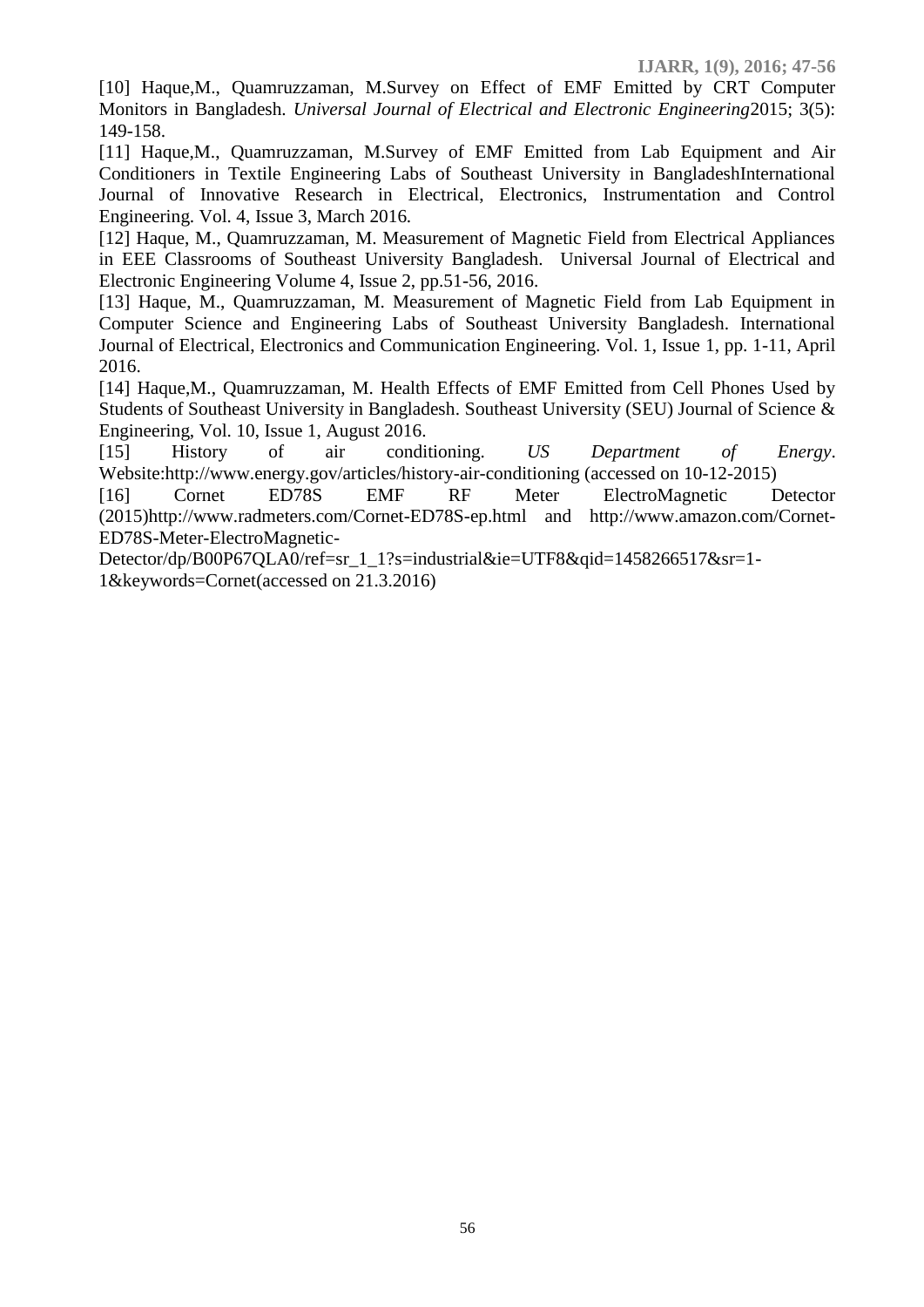[10] Haque,M., Quamruzzaman, M.Survey on Effect of EMF Emitted by CRT Computer Monitors in Bangladesh. *Universal Journal of Electrical and Electronic Engineering*2015; 3(5): 149-158.

[11] Haque,M., Quamruzzaman, M.Survey of EMF Emitted from Lab Equipment and Air Conditioners in Textile Engineering Labs of Southeast University in BangladeshInternational Journal of Innovative Research in Electrical, Electronics, Instrumentation and Control Engineering. Vol. 4, Issue 3, March 2016.

[12] Haque, M., Quamruzzaman, M. Measurement of Magnetic Field from Electrical Appliances in EEE Classrooms of Southeast University Bangladesh. Universal Journal of Electrical and Electronic Engineering Volume 4, Issue 2, pp.51-56, 2016.

[13] Haque, M., Quamruzzaman, M. Measurement of Magnetic Field from Lab Equipment in Computer Science and Engineering Labs of Southeast University Bangladesh. International Journal of Electrical, Electronics and Communication Engineering. Vol. 1, Issue 1, pp. 1-11, April 2016.

[14] Haque,M., Quamruzzaman, M. Health Effects of EMF Emitted from Cell Phones Used by Students of Southeast University in Bangladesh. Southeast University (SEU) Journal of Science & Engineering, Vol. 10, Issue 1, August 2016.

[15] History of air conditioning. *US Department of Energy*. Website:http://www.energy.gov/articles/history-air-conditioning (accessed on 10-12-2015)

[16] Cornet ED78S EMF RF Meter ElectroMagnetic Detector (2015)http://www.radmeters.com/Cornet-ED78S-ep.html and http://www.amazon.com/Cornet-ED78S-Meter-ElectroMagnetic-Detector/dp/B00P67QLA0/ref=sr_1_1?s=industrial&ie=UTF8&qid=1458266517&sr=1-1&keywords=Cornet(accessed on 21.3.2016)